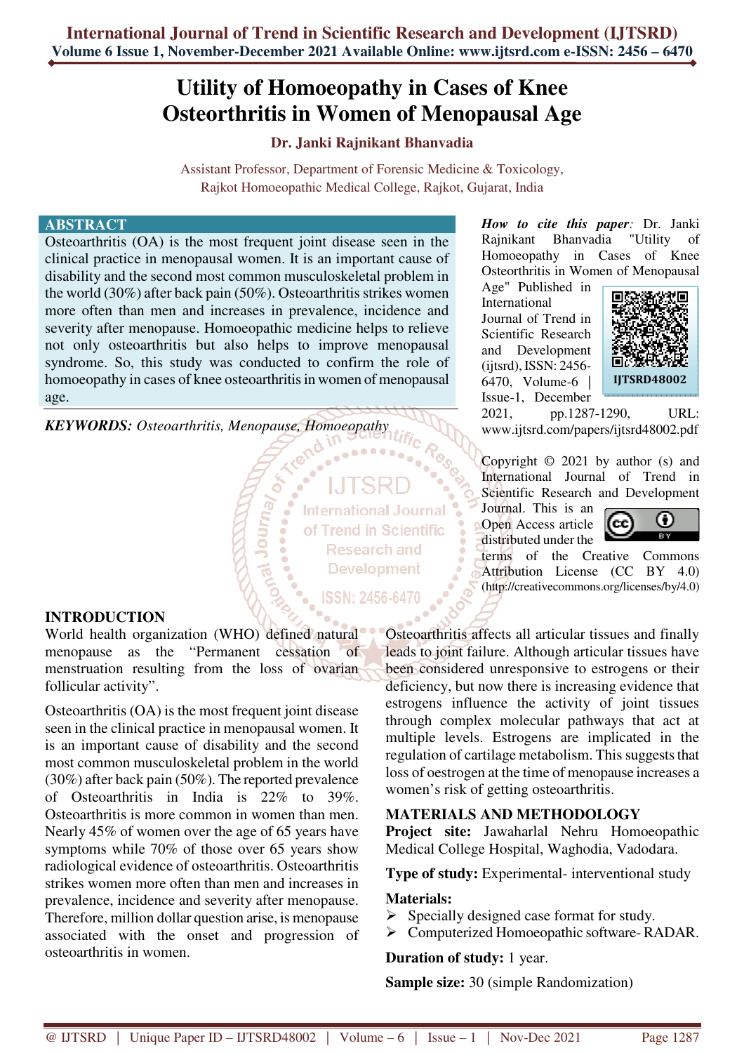# Utility of Homoeopathy in Cases of Knee Osteorthritis in Women of Menopausal Age

**Dr. Janki Rajnikant Bhanvadia**

Assistant Professor, Department of Forensic Medicine & Toxicology,
Rajkot Homoeopathic Medical College, Rajkot, Gujarat, India

## ABSTRACT

Osteoarthritis (OA) is the most frequent joint disease seen in the clinical practice in menopausal women. It is an important cause of disability and the second most common musculoskeletal problem in the world (30%) after back pain (50%). Osteoarthritis strikes women more often than men and increases in prevalence, incidence and severity after menopause. Homoeopathic medicine helps to relieve not only osteoarthritis but also helps to improve menopausal syndrome. So, this study was conducted to confirm the role of homoeopathy in cases of knee osteoarthritis in women of menopausal age.

***KEYWORDS:*** *Osteoarthritis, Menopause, Homoeopathy*

***How to cite this paper:*** Dr. Janki Rajnikant Bhanvadia "Utility of Homoeopathy in Cases of Knee Osteorthritis in Women of Menopausal Age" Published in International Journal of Trend in Scientific Research and Development (ijtsrd), ISSN: 2456-6470, Volume-6 | Issue-1, December 2021, pp.1287-1290, URL: www.ijtsrd.com/papers/ijtsrd48002.pdf

IJTSRD48002

Copyright © 2021 by author (s) and International Journal of Trend in Scientific Research and Development Journal. This is an Open Access article distributed under the terms of the Creative Commons Attribution License (CC BY 4.0) (http://creativecommons.org/licenses/by/4.0)

## INTRODUCTION

World health organization (WHO) defined natural menopause as the "Permanent cessation of menstruation resulting from the loss of ovarian follicular activity".

Osteoarthritis (OA) is the most frequent joint disease seen in the clinical practice in menopausal women. It is an important cause of disability and the second most common musculoskeletal problem in the world (30%) after back pain (50%). The reported prevalence of Osteoarthritis in India is 22% to 39%. Osteoarthritis is more common in women than men. Nearly 45% of women over the age of 65 years have symptoms while 70% of those over 65 years show radiological evidence of osteoarthritis. Osteoarthritis strikes women more often than men and increases in prevalence, incidence and severity after menopause. Therefore, million dollar question arise, is menopause associated with the onset and progression of osteoarthritis in women.

Osteoarthritis affects all articular tissues and finally leads to joint failure. Although articular tissues have been considered unresponsive to estrogens or their deficiency, but now there is increasing evidence that estrogens influence the activity of joint tissues through complex molecular pathways that act at multiple levels. Estrogens are implicated in the regulation of cartilage metabolism. This suggests that loss of oestrogen at the time of menopause increases a women's risk of getting osteoarthritis.

## MATERIALS AND METHODOLOGY

**Project site:** Jawaharlal Nehru Homoeopathic Medical College Hospital, Waghodia, Vadodara.

**Type of study:** Experimental- interventional study

**Materials:**

- Specially designed case format for study.
- Computerized Homoeopathic software- RADAR.

**Duration of study:** 1 year.

**Sample size:** 30 (simple Randomization)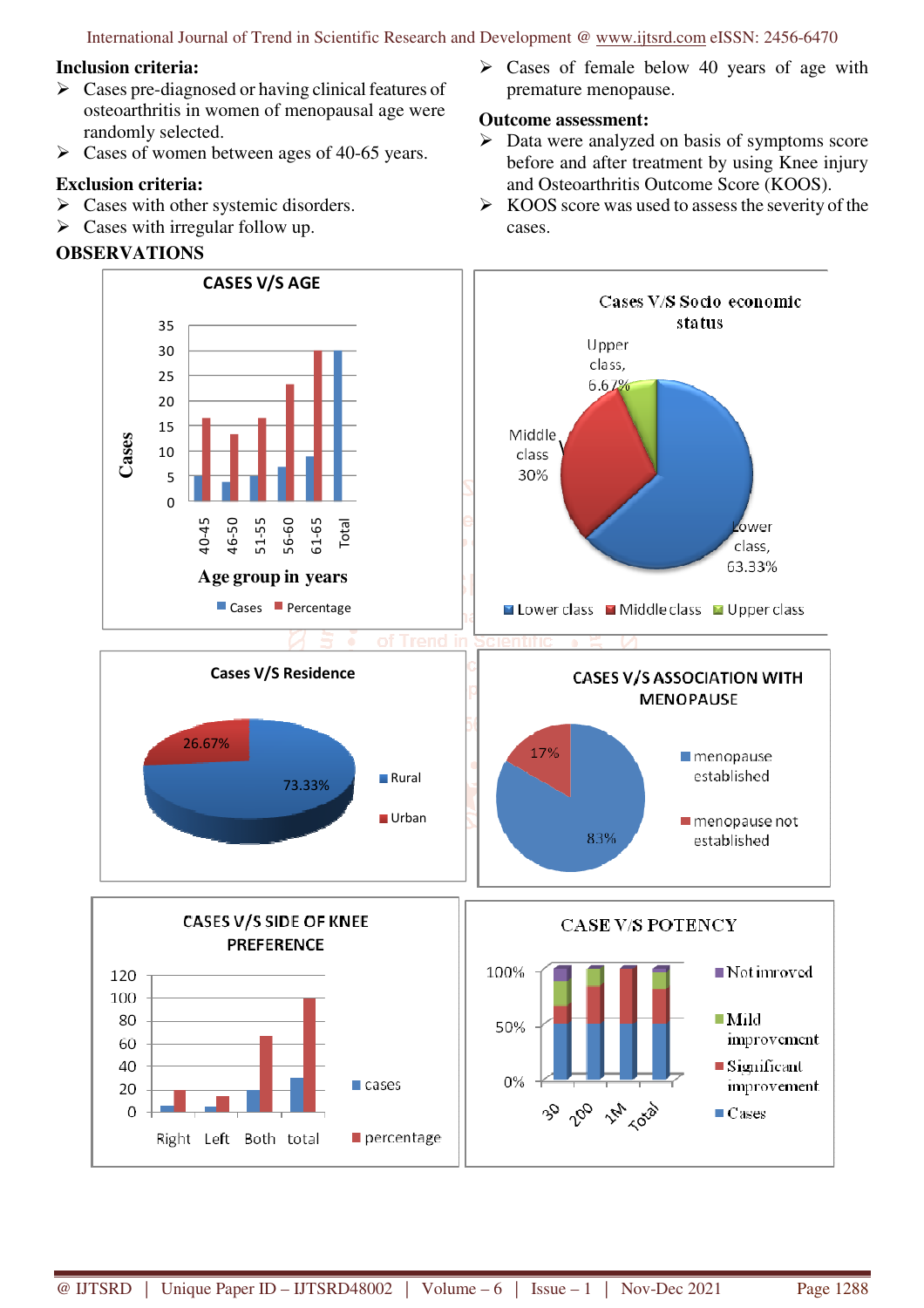**Inclusion criteria:**

- Cases pre-diagnosed or having clinical features of osteoarthritis in women of menopausal age were randomly selected.
- Cases of women between ages of 40-65 years.

**Exclusion criteria:**

- Cases with other systemic disorders.
- Cases with irregular follow up.
- Cases of female below 40 years of age with premature menopause.

**Outcome assessment:**

- Data were analyzed on basis of symptoms score before and after treatment by using Knee injury and Osteoarthritis Outcome Score (KOOS).
- KOOS score was used to assess the severity of the cases.

## OBSERVATIONS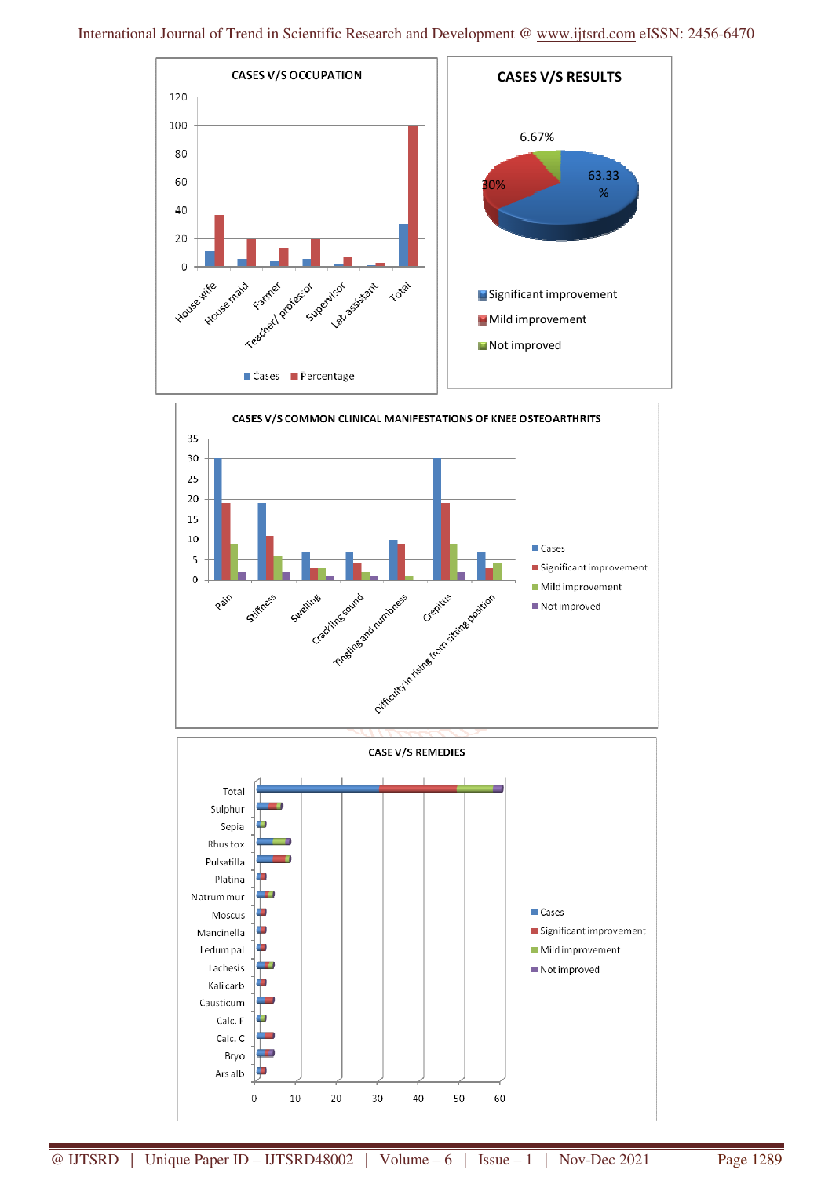CASES V/S OCCUPATION

CASES V/S RESULTS

6.67%

63.33 %

30%

Significant improvement

Mild improvement

Not improved

CASES V/S COMMON CLINICAL MANIFESTATIONS OF KNEE OSTEOARTHRITS

CASE V/S REMEDIES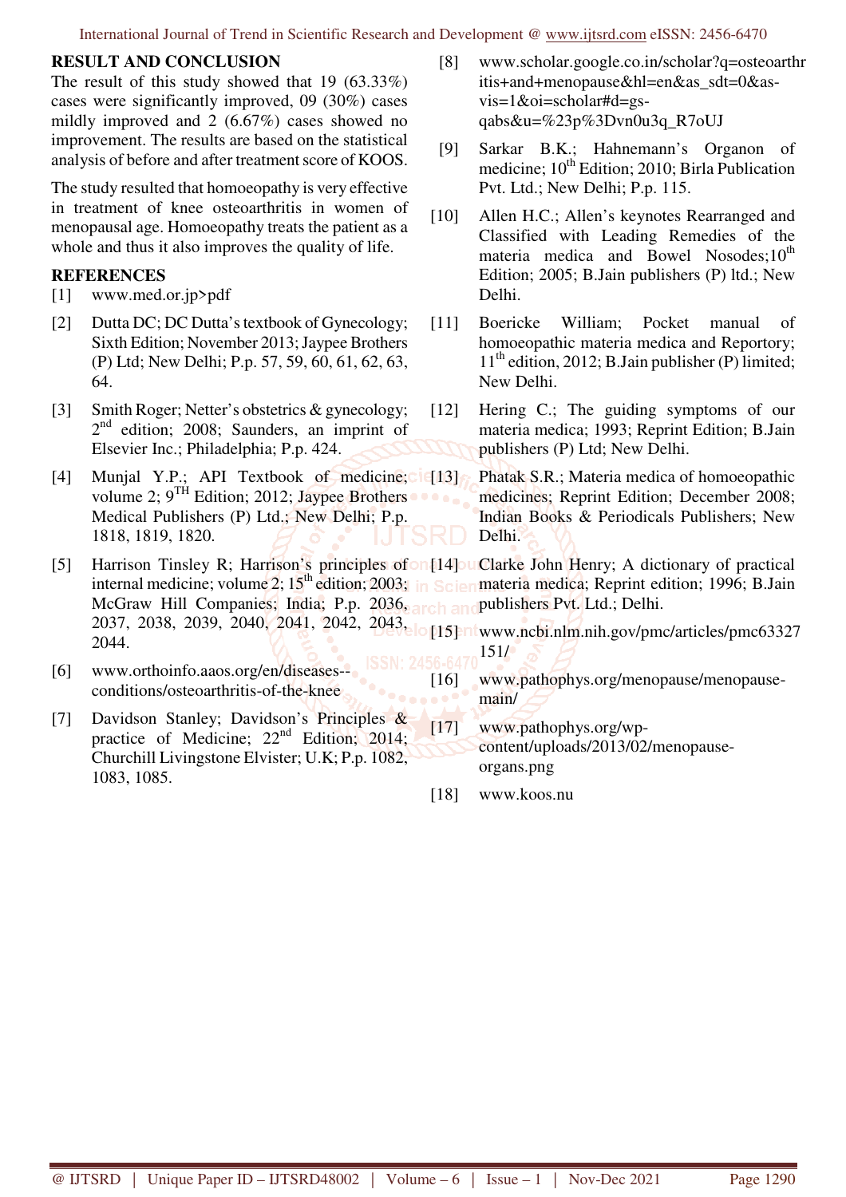## RESULT AND CONCLUSION

The result of this study showed that 19 (63.33%) cases were significantly improved, 09 (30%) cases mildly improved and 2 (6.67%) cases showed no improvement. The results are based on the statistical analysis of before and after treatment score of KOOS.

The study resulted that homoeopathy is very effective in treatment of knee osteoarthritis in women of menopausal age. Homoeopathy treats the patient as a whole and thus it also improves the quality of life.

## REFERENCES

[1] www.med.or.jp>pdf

[2] Dutta DC; DC Dutta's textbook of Gynecology; Sixth Edition; November 2013; Jaypee Brothers (P) Ltd; New Delhi; P.p. 57, 59, 60, 61, 62, 63, 64.

[3] Smith Roger; Netter's obstetrics & gynecology; 2nd edition; 2008; Saunders, an imprint of Elsevier Inc.; Philadelphia; P.p. 424.

[4] Munjal Y.P.; API Textbook of medicine; volume 2; 9TH Edition; 2012; Jaypee Brothers Medical Publishers (P) Ltd.; New Delhi; P.p. 1818, 1819, 1820.

[5] Harrison Tinsley R; Harrison's principles of internal medicine; volume 2; 15th edition; 2003; McGraw Hill Companies; India; P.p. 2036, 2037, 2038, 2039, 2040, 2041, 2042, 2043, 2044.

[6] www.orthoinfo.aaos.org/en/diseases--conditions/osteoarthritis-of-the-knee

[7] Davidson Stanley; Davidson's Principles & practice of Medicine; 22nd Edition; 2014; Churchill Livingstone Elvister; U.K; P.p. 1082, 1083, 1085.

[8] www.scholar.google.co.in/scholar?q=osteoarthritis+and+menopause&hl=en&as_sdt=0&as-vis=1&oi=scholar#d=gs-qabs&u=%23p%3Dvn0u3q_R7oUJ

[9] Sarkar B.K.; Hahnemann's Organon of medicine; 10th Edition; 2010; Birla Publication Pvt. Ltd.; New Delhi; P.p. 115.

[10] Allen H.C.; Allen's keynotes Rearranged and Classified with Leading Remedies of the materia medica and Bowel Nosodes;10th Edition; 2005; B.Jain publishers (P) ltd.; New Delhi.

[11] Boericke William; Pocket manual of homoeopathic materia medica and Reportory; 11th edition, 2012; B.Jain publisher (P) limited; New Delhi.

[12] Hering C.; The guiding symptoms of our materia medica; 1993; Reprint Edition; B.Jain publishers (P) Ltd; New Delhi.

[13] Phatak S.R.; Materia medica of homoeopathic medicines; Reprint Edition; December 2008; Indian Books & Periodicals Publishers; New Delhi.

[14] Clarke John Henry; A dictionary of practical materia medica; Reprint edition; 1996; B.Jain publishers Pvt. Ltd.; Delhi.

[15] www.ncbi.nlm.nih.gov/pmc/articles/pmc63327151/

[16] www.pathophys.org/menopause/menopause-main/

[17] www.pathophys.org/wp-content/uploads/2013/02/menopause-organs.png

[18] www.koos.nu